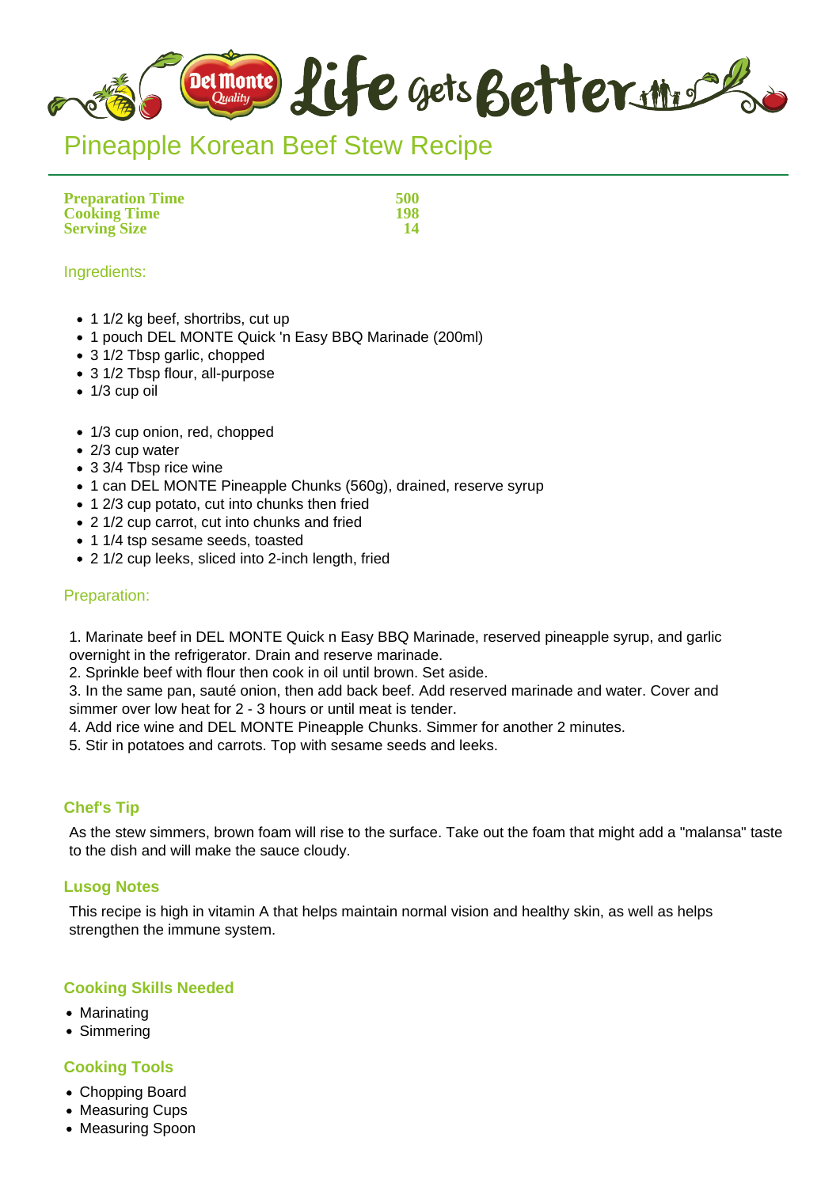# Pineapple Korean Beef Stew Recipe

| | |
|---|---|
| **Preparation Time** | **500** |
| **Cooking Time** | **198** |
| **Serving Size** | **14** |

## Ingredients:

- 1 1/2 kg beef, shortribs, cut up
- 1 pouch DEL MONTE Quick 'n Easy BBQ Marinade (200ml)
- 3 1/2 Tbsp garlic, chopped
- 3 1/2 Tbsp flour, all-purpose
- 1/3 cup oil

- 1/3 cup onion, red, chopped
- 2/3 cup water
- 3 3/4 Tbsp rice wine
- 1 can DEL MONTE Pineapple Chunks (560g), drained, reserve syrup
- 1 2/3 cup potato, cut into chunks then fried
- 2 1/2 cup carrot, cut into chunks and fried
- 1 1/4 tsp sesame seeds, toasted
- 2 1/2 cup leeks, sliced into 2-inch length, fried

## Preparation:

1. Marinate beef in DEL MONTE Quick n Easy BBQ Marinade, reserved pineapple syrup, and garlic overnight in the refrigerator. Drain and reserve marinade.
2. Sprinkle beef with flour then cook in oil until brown. Set aside.
3. In the same pan, sauté onion, then add back beef. Add reserved marinade and water. Cover and simmer over low heat for 2 - 3 hours or until meat is tender.
4. Add rice wine and DEL MONTE Pineapple Chunks. Simmer for another 2 minutes.
5. Stir in potatoes and carrots. Top with sesame seeds and leeks.

### Chef's Tip

As the stew simmers, brown foam will rise to the surface. Take out the foam that might add a "malansa" taste to the dish and will make the sauce cloudy.

### Lusog Notes

This recipe is high in vitamin A that helps maintain normal vision and healthy skin, as well as helps strengthen the immune system.

### Cooking Skills Needed

- Marinating
- Simmering

### Cooking Tools

- Chopping Board
- Measuring Cups
- Measuring Spoon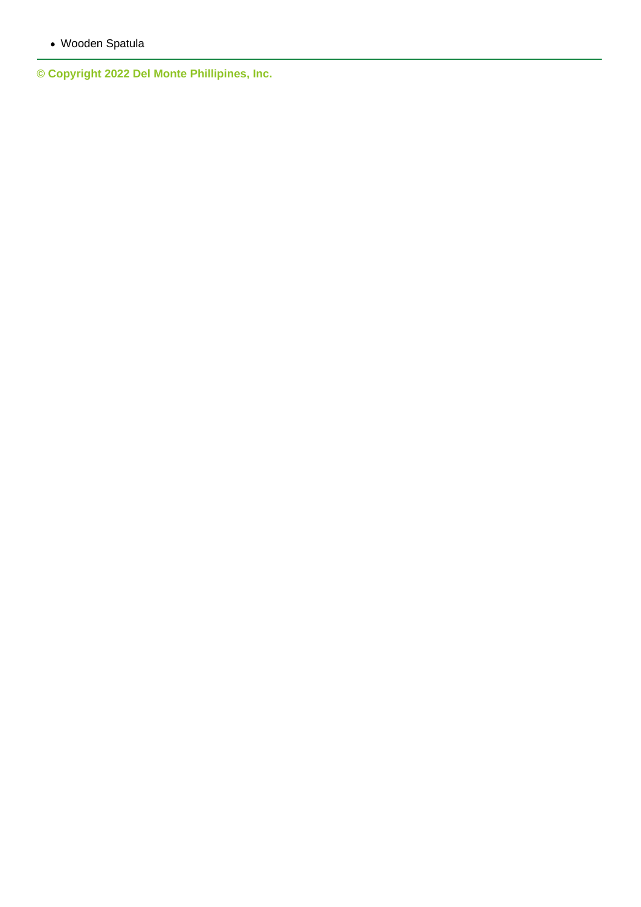- Wooden Spatula

---

**© Copyright 2022 Del Monte Phillipines, Inc.**